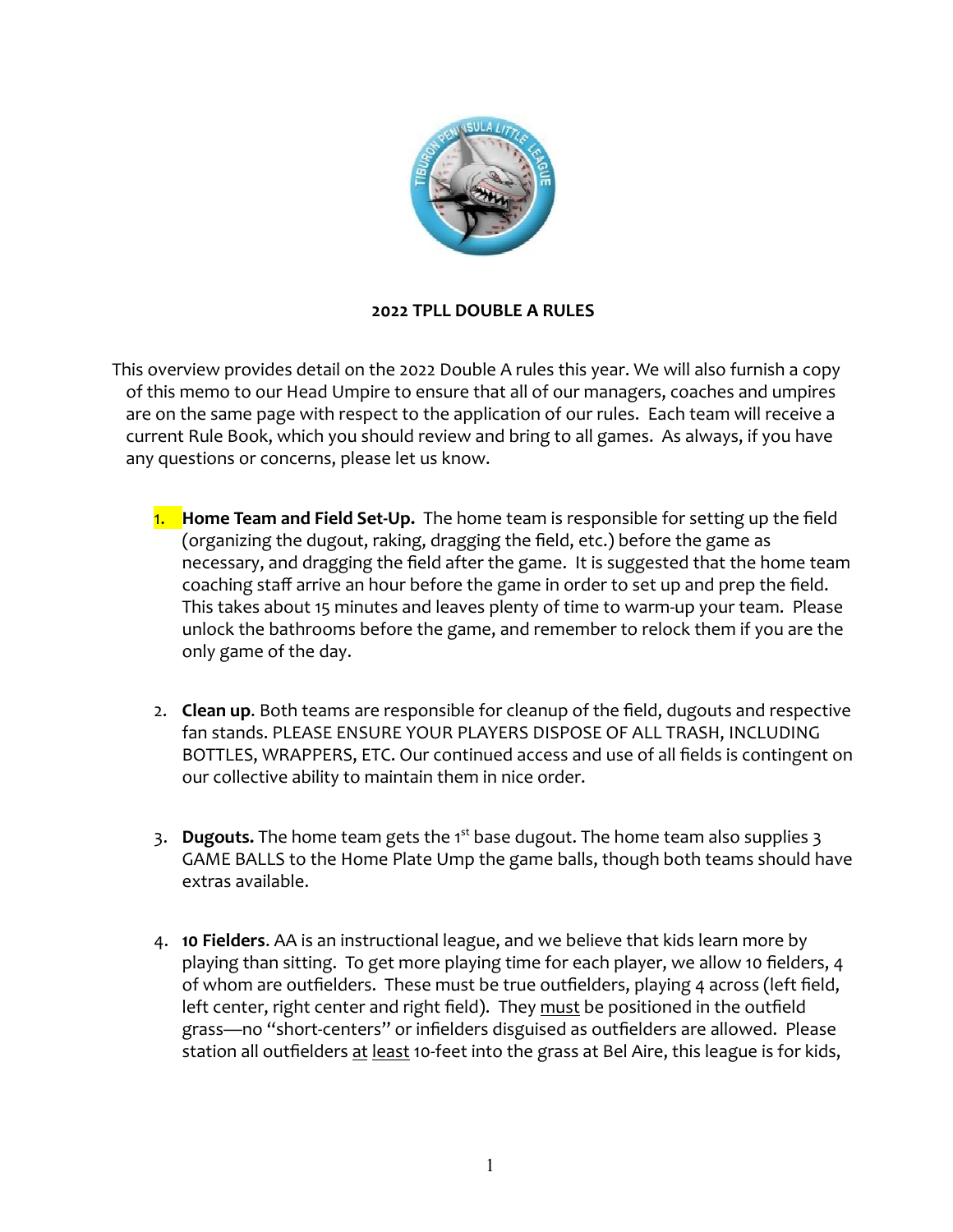## 2022 TPLL DOUBLE A RULES

This overview provides detail on the 2022 Double A rules this year. We will also furnish a copy of this memo to our Head Umpire to ensure that all of our managers, coaches and umpires are on the same page with respect to the application of our rules. Each team will receive a current Rule Book, which you should review and bring to all games. As always, if you have any questions or concerns, please let us know.

1. **Home Team and Field Set-Up.** The home team is responsible for setting up the field (organizing the dugout, raking, dragging the field, etc.) before the game as necessary, and dragging the field after the game. It is suggested that the home team coaching staff arrive an hour before the game in order to set up and prep the field. This takes about 15 minutes and leaves plenty of time to warm-up your team. Please unlock the bathrooms before the game, and remember to relock them if you are the only game of the day.

2. **Clean up**. Both teams are responsible for cleanup of the field, dugouts and respective fan stands. PLEASE ENSURE YOUR PLAYERS DISPOSE OF ALL TRASH, INCLUDING BOTTLES, WRAPPERS, ETC. Our continued access and use of all fields is contingent on our collective ability to maintain them in nice order.

3. **Dugouts.** The home team gets the 1st base dugout. The home team also supplies 3 GAME BALLS to the Home Plate Ump the game balls, though both teams should have extras available.

4. **10 Fielders**. AA is an instructional league, and we believe that kids learn more by playing than sitting. To get more playing time for each player, we allow 10 fielders, 4 of whom are outfielders. These must be true outfielders, playing 4 across (left field, left center, right center and right field). They must be positioned in the outfield grass—no "short-centers" or infielders disguised as outfielders are allowed. Please station all outfielders at least 10-feet into the grass at Bel Aire, this league is for kids,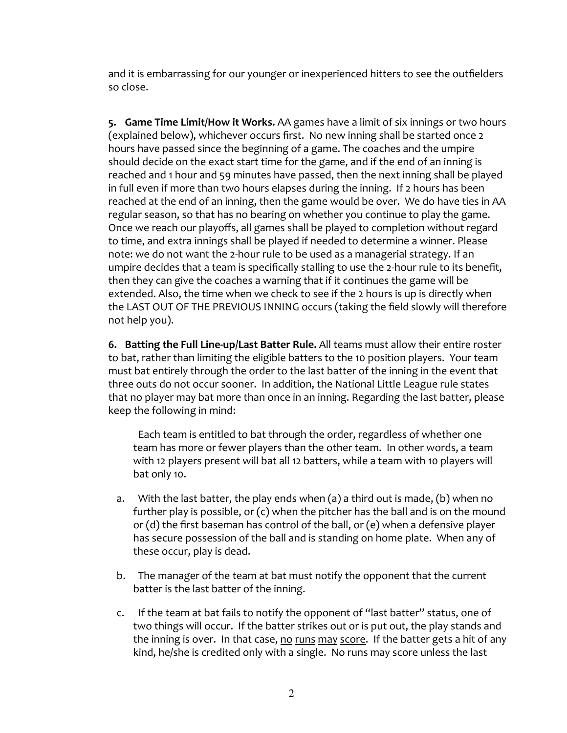and it is embarrassing for our younger or inexperienced hitters to see the outfielders so close.

**5. Game Time Limit/How it Works.** AA games have a limit of six innings or two hours (explained below), whichever occurs first. No new inning shall be started once 2 hours have passed since the beginning of a game. The coaches and the umpire should decide on the exact start time for the game, and if the end of an inning is reached and 1 hour and 59 minutes have passed, then the next inning shall be played in full even if more than two hours elapses during the inning. If 2 hours has been reached at the end of an inning, then the game would be over. We do have ties in AA regular season, so that has no bearing on whether you continue to play the game. Once we reach our playoffs, all games shall be played to completion without regard to time, and extra innings shall be played if needed to determine a winner. Please note: we do not want the 2-hour rule to be used as a managerial strategy. If an umpire decides that a team is specifically stalling to use the 2-hour rule to its benefit, then they can give the coaches a warning that if it continues the game will be extended. Also, the time when we check to see if the 2 hours is up is directly when the LAST OUT OF THE PREVIOUS INNING occurs (taking the field slowly will therefore not help you).

**6. Batting the Full Line-up/Last Batter Rule.** All teams must allow their entire roster to bat, rather than limiting the eligible batters to the 10 position players. Your team must bat entirely through the order to the last batter of the inning in the event that three outs do not occur sooner. In addition, the National Little League rule states that no player may bat more than once in an inning. Regarding the last batter, please keep the following in mind:

Each team is entitled to bat through the order, regardless of whether one team has more or fewer players than the other team. In other words, a team with 12 players present will bat all 12 batters, while a team with 10 players will bat only 10.

a. With the last batter, the play ends when (a) a third out is made, (b) when no further play is possible, or (c) when the pitcher has the ball and is on the mound or (d) the first baseman has control of the ball, or (e) when a defensive player has secure possession of the ball and is standing on home plate. When any of these occur, play is dead.

b. The manager of the team at bat must notify the opponent that the current batter is the last batter of the inning.

c. If the team at bat fails to notify the opponent of "last batter" status, one of two things will occur. If the batter strikes out or is put out, the play stands and the inning is over. In that case, <u>no runs may score</u>. If the batter gets a hit of any kind, he/she is credited only with a single. No runs may score unless the last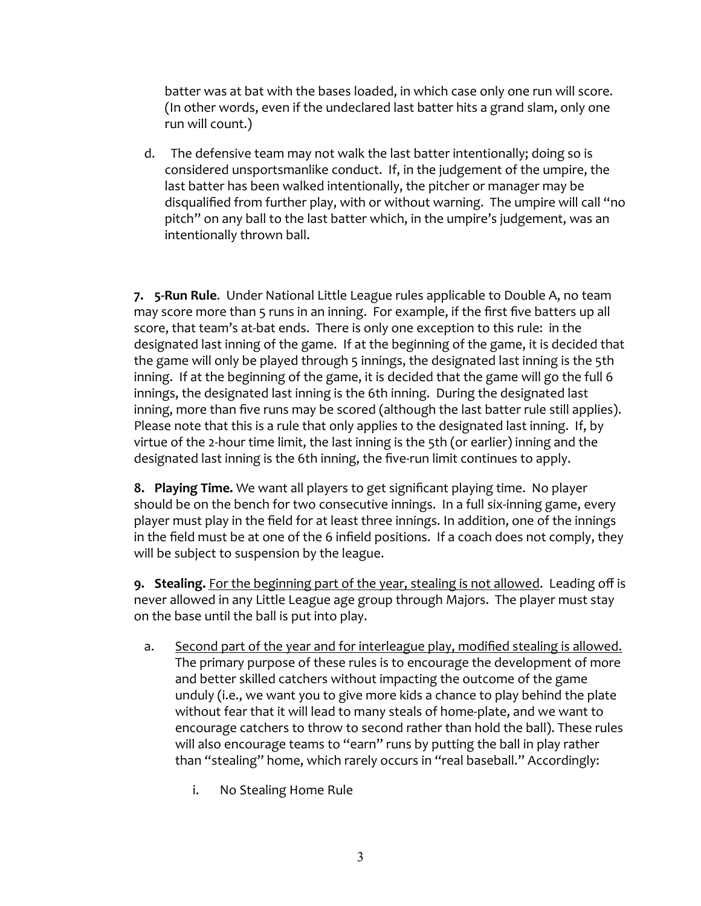batter was at bat with the bases loaded, in which case only one run will score. (In other words, even if the undeclared last batter hits a grand slam, only one run will count.)

d. The defensive team may not walk the last batter intentionally; doing so is considered unsportsmanlike conduct. If, in the judgement of the umpire, the last batter has been walked intentionally, the pitcher or manager may be disqualified from further play, with or without warning. The umpire will call "no pitch" on any ball to the last batter which, in the umpire's judgement, was an intentionally thrown ball.

**7. 5-Run Rule**. Under National Little League rules applicable to Double A, no team may score more than 5 runs in an inning. For example, if the first five batters up all score, that team's at-bat ends. There is only one exception to this rule: in the designated last inning of the game. If at the beginning of the game, it is decided that the game will only be played through 5 innings, the designated last inning is the 5th inning. If at the beginning of the game, it is decided that the game will go the full 6 innings, the designated last inning is the 6th inning. During the designated last inning, more than five runs may be scored (although the last batter rule still applies). Please note that this is a rule that only applies to the designated last inning. If, by virtue of the 2-hour time limit, the last inning is the 5th (or earlier) inning and the designated last inning is the 6th inning, the five-run limit continues to apply.

**8. Playing Time.** We want all players to get significant playing time. No player should be on the bench for two consecutive innings. In a full six-inning game, every player must play in the field for at least three innings. In addition, one of the innings in the field must be at one of the 6 infield positions. If a coach does not comply, they will be subject to suspension by the league.

**9. Stealing.** <u>For the beginning part of the year, stealing is not allowed</u>. Leading off is never allowed in any Little League age group through Majors. The player must stay on the base until the ball is put into play.

a. <u>Second part of the year and for interleague play, modified stealing is allowed.</u> The primary purpose of these rules is to encourage the development of more and better skilled catchers without impacting the outcome of the game unduly (i.e., we want you to give more kids a chance to play behind the plate without fear that it will lead to many steals of home-plate, and we want to encourage catchers to throw to second rather than hold the ball). These rules will also encourage teams to "earn" runs by putting the ball in play rather than "stealing" home, which rarely occurs in "real baseball." Accordingly:

i. No Stealing Home Rule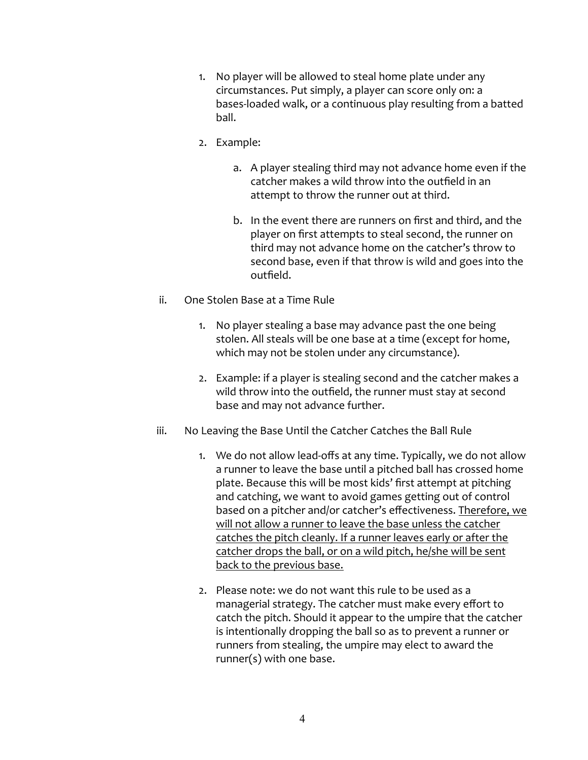1. No player will be allowed to steal home plate under any circumstances. Put simply, a player can score only on: a bases-loaded walk, or a continuous play resulting from a batted ball.

2. Example:

   a. A player stealing third may not advance home even if the catcher makes a wild throw into the outfield in an attempt to throw the runner out at third.

   b. In the event there are runners on first and third, and the player on first attempts to steal second, the runner on third may not advance home on the catcher's throw to second base, even if that throw is wild and goes into the outfield.

ii. One Stolen Base at a Time Rule

1. No player stealing a base may advance past the one being stolen. All steals will be one base at a time (except for home, which may not be stolen under any circumstance).

2. Example: if a player is stealing second and the catcher makes a wild throw into the outfield, the runner must stay at second base and may not advance further.

iii. No Leaving the Base Until the Catcher Catches the Ball Rule

1. We do not allow lead-offs at any time. Typically, we do not allow a runner to leave the base until a pitched ball has crossed home plate. Because this will be most kids' first attempt at pitching and catching, we want to avoid games getting out of control based on a pitcher and/or catcher's effectiveness. <u>Therefore, we will not allow a runner to leave the base unless the catcher catches the pitch cleanly. If a runner leaves early or after the catcher drops the ball, or on a wild pitch, he/she will be sent back to the previous base.</u>

2. Please note: we do not want this rule to be used as a managerial strategy. The catcher must make every effort to catch the pitch. Should it appear to the umpire that the catcher is intentionally dropping the ball so as to prevent a runner or runners from stealing, the umpire may elect to award the runner(s) with one base.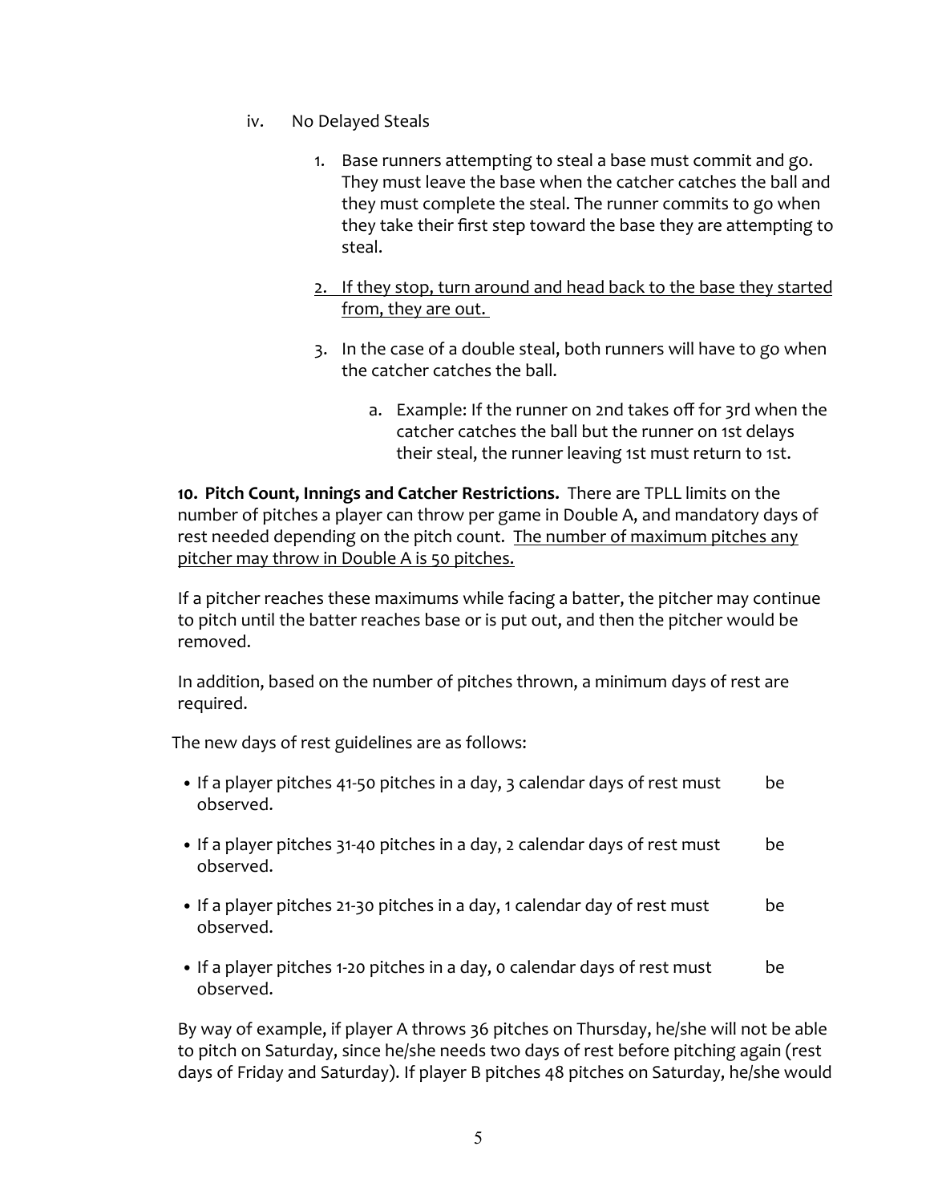iv. No Delayed Steals

1. Base runners attempting to steal a base must commit and go. They must leave the base when the catcher catches the ball and they must complete the steal. The runner commits to go when they take their first step toward the base they are attempting to steal.

2. <u>If they stop, turn around and head back to the base they started from, they are out.</u>

3. In the case of a double steal, both runners will have to go when the catcher catches the ball.

   a. Example: If the runner on 2nd takes off for 3rd when the catcher catches the ball but the runner on 1st delays their steal, the runner leaving 1st must return to 1st.

**10. Pitch Count, Innings and Catcher Restrictions.** There are TPLL limits on the number of pitches a player can throw per game in Double A, and mandatory days of rest needed depending on the pitch count. <u>The number of maximum pitches any pitcher may throw in Double A is 50 pitches.</u>

If a pitcher reaches these maximums while facing a batter, the pitcher may continue to pitch until the batter reaches base or is put out, and then the pitcher would be removed.

In addition, based on the number of pitches thrown, a minimum days of rest are required.

The new days of rest guidelines are as follows:

- If a player pitches 41-50 pitches in a day, 3 calendar days of rest must be observed.
- If a player pitches 31-40 pitches in a day, 2 calendar days of rest must be observed.
- If a player pitches 21-30 pitches in a day, 1 calendar day of rest must be observed.
- If a player pitches 1-20 pitches in a day, 0 calendar days of rest must be observed.

By way of example, if player A throws 36 pitches on Thursday, he/she will not be able to pitch on Saturday, since he/she needs two days of rest before pitching again (rest days of Friday and Saturday). If player B pitches 48 pitches on Saturday, he/she would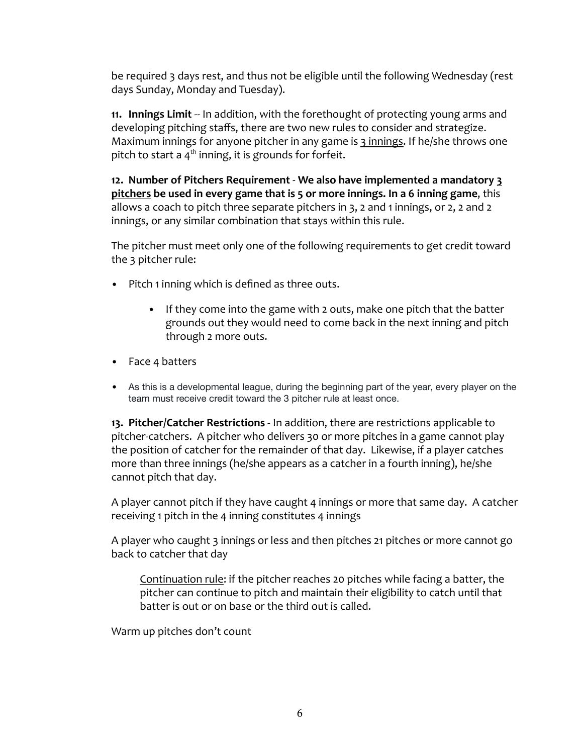be required 3 days rest, and thus not be eligible until the following Wednesday (rest days Sunday, Monday and Tuesday).

**11. Innings Limit** -- In addition, with the forethought of protecting young arms and developing pitching staffs, there are two new rules to consider and strategize. Maximum innings for anyone pitcher in any game is <u>3 innings</u>. If he/she throws one pitch to start a 4th inning, it is grounds for forfeit.

**12. Number of Pitchers Requirement** - **We also have implemented a mandatory <u>3 pitchers</u> be used in every game that is 5 or more innings. In a 6 inning game**, this allows a coach to pitch three separate pitchers in 3, 2 and 1 innings, or 2, 2 and 2 innings, or any similar combination that stays within this rule.

The pitcher must meet only one of the following requirements to get credit toward the 3 pitcher rule:

- Pitch 1 inning which is defined as three outs.
    - If they come into the game with 2 outs, make one pitch that the batter grounds out they would need to come back in the next inning and pitch through 2 more outs.
- Face 4 batters
- As this is a developmental league, during the beginning part of the year, every player on the team must receive credit toward the 3 pitcher rule at least once.

**13. Pitcher/Catcher Restrictions** - In addition, there are restrictions applicable to pitcher-catchers. A pitcher who delivers 30 or more pitches in a game cannot play the position of catcher for the remainder of that day. Likewise, if a player catches more than three innings (he/she appears as a catcher in a fourth inning), he/she cannot pitch that day.

A player cannot pitch if they have caught 4 innings or more that same day. A catcher receiving 1 pitch in the 4 inning constitutes 4 innings

A player who caught 3 innings or less and then pitches 21 pitches or more cannot go back to catcher that day

> <u>Continuation rule</u>: if the pitcher reaches 20 pitches while facing a batter, the pitcher can continue to pitch and maintain their eligibility to catch until that batter is out or on base or the third out is called.

Warm up pitches don't count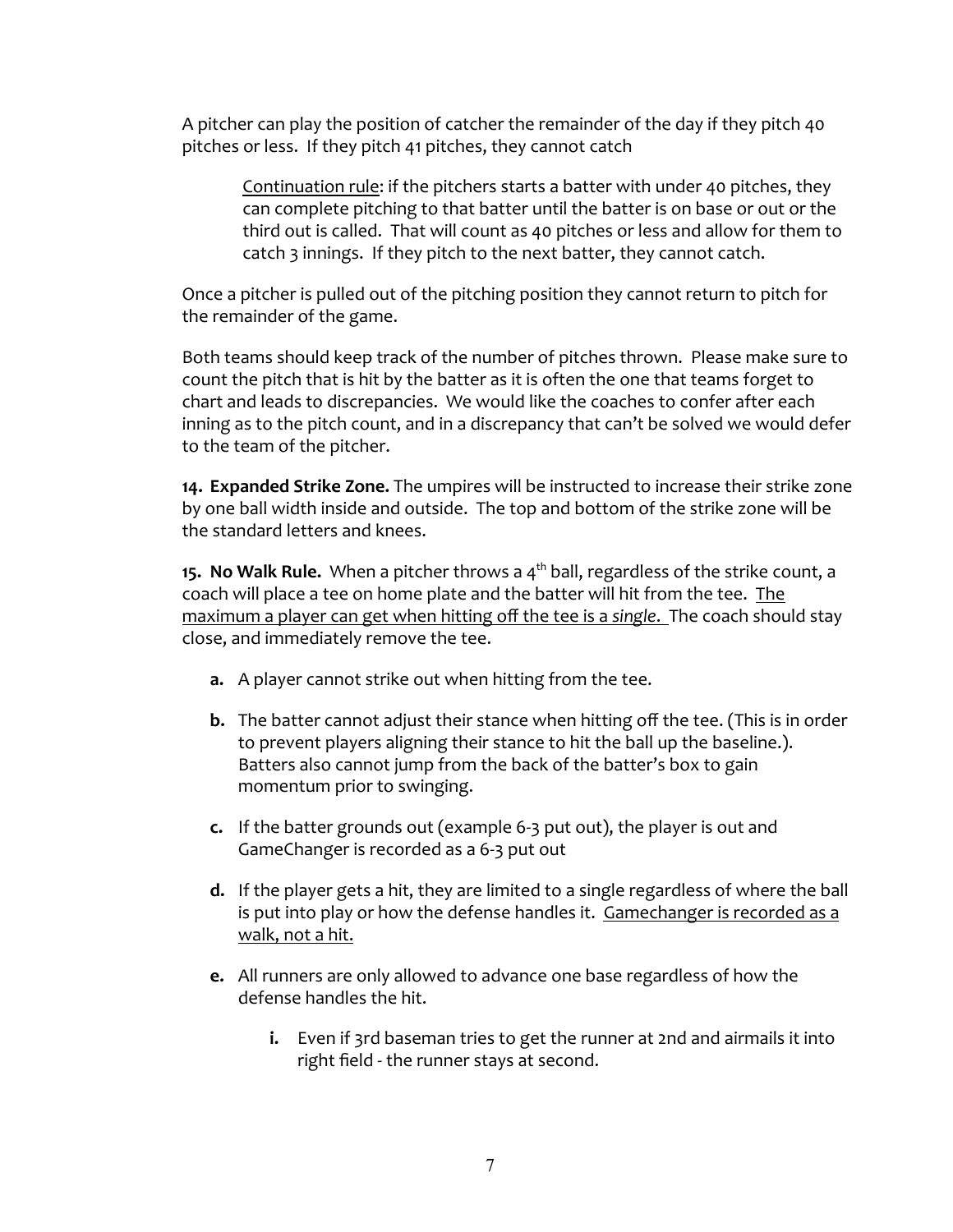A pitcher can play the position of catcher the remainder of the day if they pitch 40 pitches or less. If they pitch 41 pitches, they cannot catch

> Continuation rule: if the pitchers starts a batter with under 40 pitches, they can complete pitching to that batter until the batter is on base or out or the third out is called. That will count as 40 pitches or less and allow for them to catch 3 innings. If they pitch to the next batter, they cannot catch.

Once a pitcher is pulled out of the pitching position they cannot return to pitch for the remainder of the game.

Both teams should keep track of the number of pitches thrown. Please make sure to count the pitch that is hit by the batter as it is often the one that teams forget to chart and leads to discrepancies. We would like the coaches to confer after each inning as to the pitch count, and in a discrepancy that can't be solved we would defer to the team of the pitcher.

**14. Expanded Strike Zone.** The umpires will be instructed to increase their strike zone by one ball width inside and outside. The top and bottom of the strike zone will be the standard letters and knees.

**15. No Walk Rule.** When a pitcher throws a 4th ball, regardless of the strike count, a coach will place a tee on home plate and the batter will hit from the tee. The maximum a player can get when hitting off the tee is a *single*. The coach should stay close, and immediately remove the tee.

- **a.** A player cannot strike out when hitting from the tee.
- **b.** The batter cannot adjust their stance when hitting off the tee. (This is in order to prevent players aligning their stance to hit the ball up the baseline.). Batters also cannot jump from the back of the batter's box to gain momentum prior to swinging.
- **c.** If the batter grounds out (example 6-3 put out), the player is out and GameChanger is recorded as a 6-3 put out
- **d.** If the player gets a hit, they are limited to a single regardless of where the ball is put into play or how the defense handles it. Gamechanger is recorded as a walk, not a hit.
- **e.** All runners are only allowed to advance one base regardless of how the defense handles the hit.
    - **i.** Even if 3rd baseman tries to get the runner at 2nd and airmails it into right field - the runner stays at second.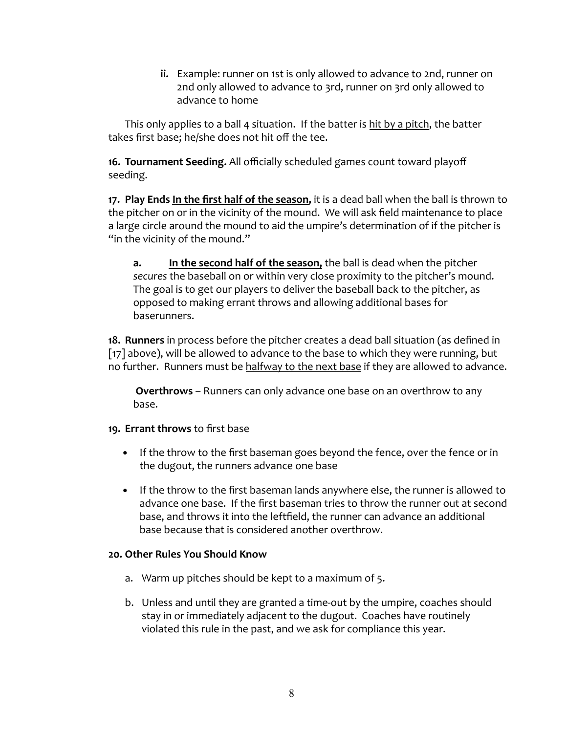ii. Example: runner on 1st is only allowed to advance to 2nd, runner on 2nd only allowed to advance to 3rd, runner on 3rd only allowed to advance to home

This only applies to a ball 4 situation. If the batter is <u>hit by a pitch</u>, the batter takes first base; he/she does not hit off the tee.

**16. Tournament Seeding.** All officially scheduled games count toward playoff seeding.

**17. Play Ends <u>In the first half of the season,</u>** it is a dead ball when the ball is thrown to the pitcher on or in the vicinity of the mound. We will ask field maintenance to place a large circle around the mound to aid the umpire's determination of if the pitcher is "in the vicinity of the mound."

> **a.** **<u>In the second half of the season,</u>** the ball is dead when the pitcher *secures* the baseball on or within very close proximity to the pitcher's mound. The goal is to get our players to deliver the baseball back to the pitcher, as opposed to making errant throws and allowing additional bases for baserunners.

**18. Runners** in process before the pitcher creates a dead ball situation (as defined in [17] above), will be allowed to advance to the base to which they were running, but no further. Runners must be <u>halfway to the next base</u> if they are allowed to advance.

> **Overthrows** – Runners can only advance one base on an overthrow to any base.

**19. Errant throws** to first base

- If the throw to the first baseman goes beyond the fence, over the fence or in the dugout, the runners advance one base
- If the throw to the first baseman lands anywhere else, the runner is allowed to advance one base. If the first baseman tries to throw the runner out at second base, and throws it into the leftfield, the runner can advance an additional base because that is considered another overthrow.

**20. Other Rules You Should Know**

a. Warm up pitches should be kept to a maximum of 5.

b. Unless and until they are granted a time-out by the umpire, coaches should stay in or immediately adjacent to the dugout. Coaches have routinely violated this rule in the past, and we ask for compliance this year.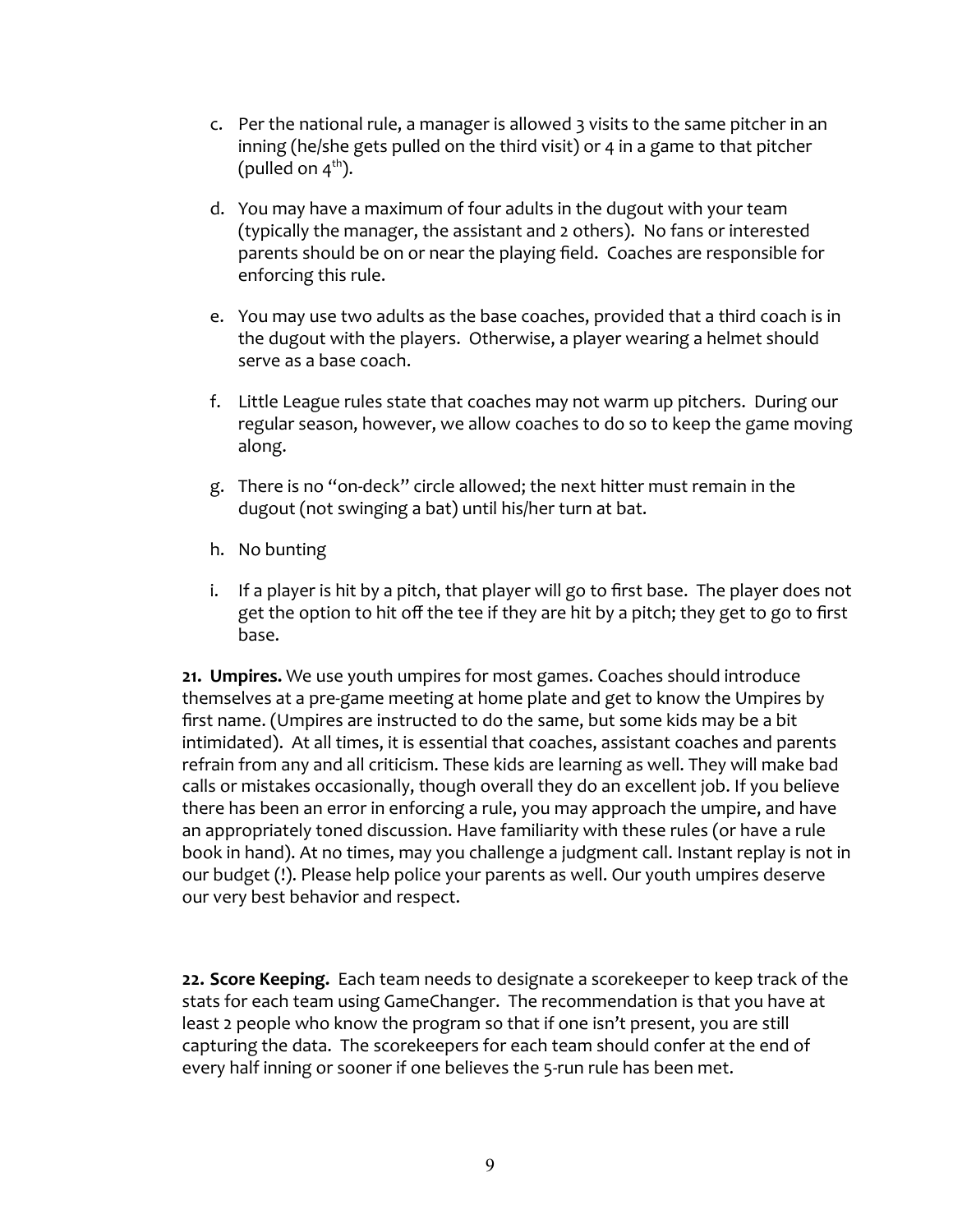c. Per the national rule, a manager is allowed 3 visits to the same pitcher in an inning (he/she gets pulled on the third visit) or 4 in a game to that pitcher (pulled on $4^{th}$).

d. You may have a maximum of four adults in the dugout with your team (typically the manager, the assistant and 2 others). No fans or interested parents should be on or near the playing field. Coaches are responsible for enforcing this rule.

e. You may use two adults as the base coaches, provided that a third coach is in the dugout with the players. Otherwise, a player wearing a helmet should serve as a base coach.

f. Little League rules state that coaches may not warm up pitchers. During our regular season, however, we allow coaches to do so to keep the game moving along.

g. There is no "on-deck" circle allowed; the next hitter must remain in the dugout (not swinging a bat) until his/her turn at bat.

h. No bunting

i. If a player is hit by a pitch, that player will go to first base. The player does not get the option to hit off the tee if they are hit by a pitch; they get to go to first base.

**21. Umpires.** We use youth umpires for most games. Coaches should introduce themselves at a pre-game meeting at home plate and get to know the Umpires by first name. (Umpires are instructed to do the same, but some kids may be a bit intimidated). At all times, it is essential that coaches, assistant coaches and parents refrain from any and all criticism. These kids are learning as well. They will make bad calls or mistakes occasionally, though overall they do an excellent job. If you believe there has been an error in enforcing a rule, you may approach the umpire, and have an appropriately toned discussion. Have familiarity with these rules (or have a rule book in hand). At no times, may you challenge a judgment call. Instant replay is not in our budget (!). Please help police your parents as well. Our youth umpires deserve our very best behavior and respect.

**22. Score Keeping.** Each team needs to designate a scorekeeper to keep track of the stats for each team using GameChanger. The recommendation is that you have at least 2 people who know the program so that if one isn't present, you are still capturing the data. The scorekeepers for each team should confer at the end of every half inning or sooner if one believes the 5-run rule has been met.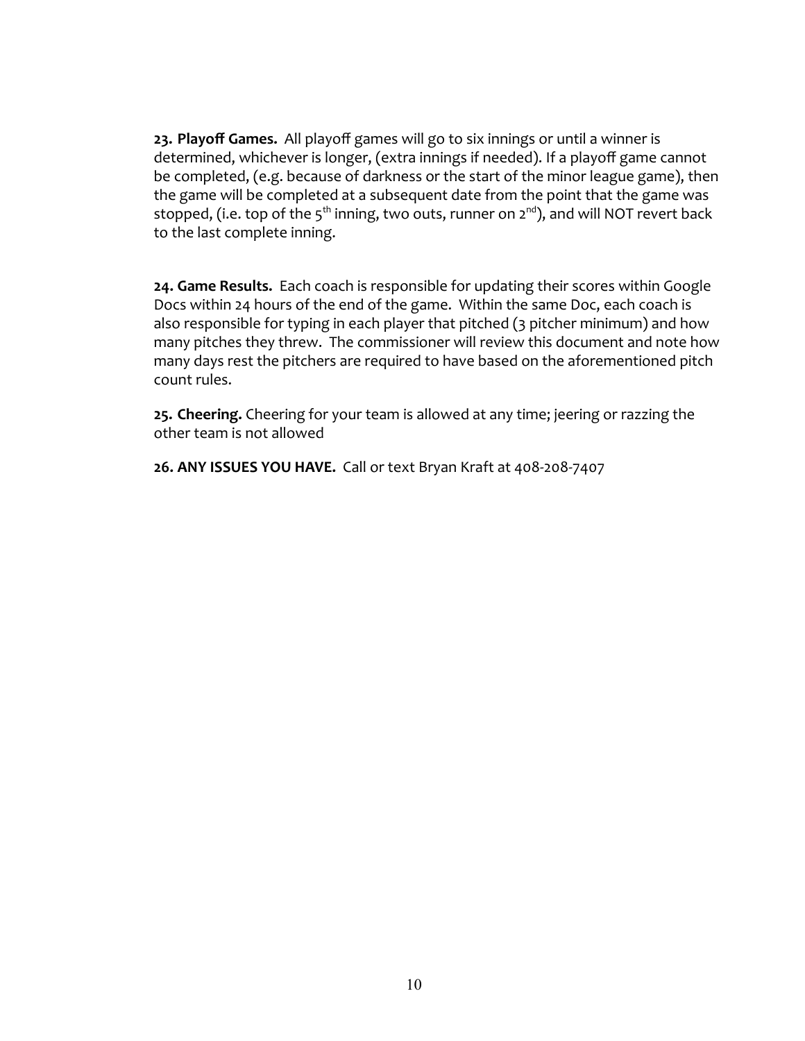**23. Playoff Games.** All playoff games will go to six innings or until a winner is determined, whichever is longer, (extra innings if needed). If a playoff game cannot be completed, (e.g. because of darkness or the start of the minor league game), then the game will be completed at a subsequent date from the point that the game was stopped, (i.e. top of the 5th inning, two outs, runner on 2nd), and will NOT revert back to the last complete inning.

**24. Game Results.** Each coach is responsible for updating their scores within Google Docs within 24 hours of the end of the game. Within the same Doc, each coach is also responsible for typing in each player that pitched (3 pitcher minimum) and how many pitches they threw. The commissioner will review this document and note how many days rest the pitchers are required to have based on the aforementioned pitch count rules.

**25. Cheering.** Cheering for your team is allowed at any time; jeering or razzing the other team is not allowed

**26. ANY ISSUES YOU HAVE.** Call or text Bryan Kraft at 408-208-7407